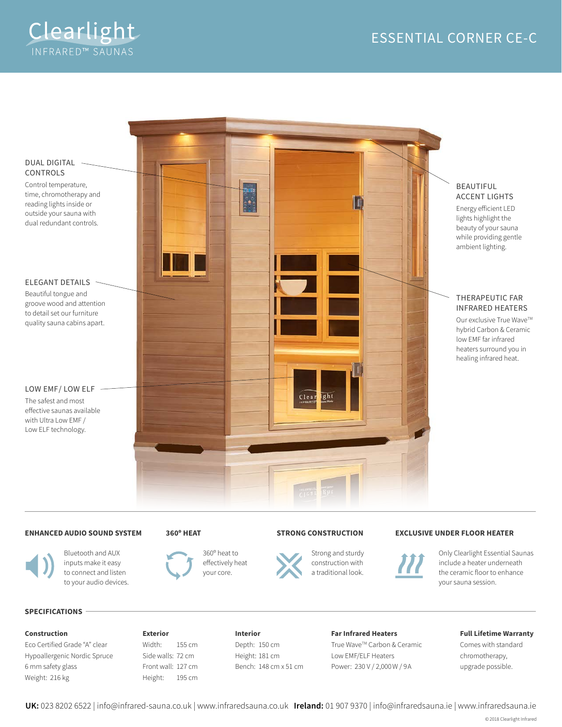Clearlight INFRARED™ SAUNAS

# ESSENTIAL CORNER CE-C

### DUAL DIGITAL CONTROLS

Control temperature, time, chromotherapy and reading lights inside or outside your sauna with dual redundant controls.

### ELEGANT DETAILS

Beautiful tongue and groove wood and attention to detail set our furniture quality sauna cabins apart.

### LOW EMF/ LOW ELF

The safest and most effective saunas available with Ultra Low EMF / Low ELF technology.

### BEAUTIFUL ACCENT LIGHTS

Energy efficient LED lights highlight the beauty of your sauna while providing gentle ambient lighting.

### THERAPEUTIC FAR INFRARED HEATERS

Our exclusive True Wave™ hybrid Carbon & Ceramic low EMF far infrared heaters surround you in healing infrared heat.

---

### ENHANCED AUDIO SOUND SYSTEM

Bluetooth and AUX inputs make it easy to connect and listen to your audio devices.

### 360° HEAT

360° heat to effectively heat your core.

### STRONG CONSTRUCTION

Strong and sturdy construction with a traditional look.

### EXCLUSIVE UNDER FLOOR HEATER

Only Clearlight Essential Saunas include a heater underneath the ceramic floor to enhance your sauna session.

## SPECIFICATIONS

**Construction**
Eco Certified Grade "A" clear
Hypoallergenic Nordic Spruce
6 mm safety glass
Weight: 216 kg

**Exterior**
Width: 155 cm
Side walls: 72 cm
Front wall: 127 cm
Height: 195 cm

**Interior**
Depth: 150 cm
Height: 181 cm
Bench: 148 cm x 51 cm

**Far Infrared Heaters**
True Wave™ Carbon & Ceramic
Low EMF/ELF Heaters
Power: 230 V / 2,000 W / 9A

**Full Lifetime Warranty**
Comes with standard chromotherapy, upgrade possible.

**UK:** 023 8202 6522 | info@infrared-sauna.co.uk | www.infraredsauna.co.uk **Ireland:** 01 907 9370 | info@infraredsauna.ie | www.infraredsauna.ie

© 2018 Clearlight Infrared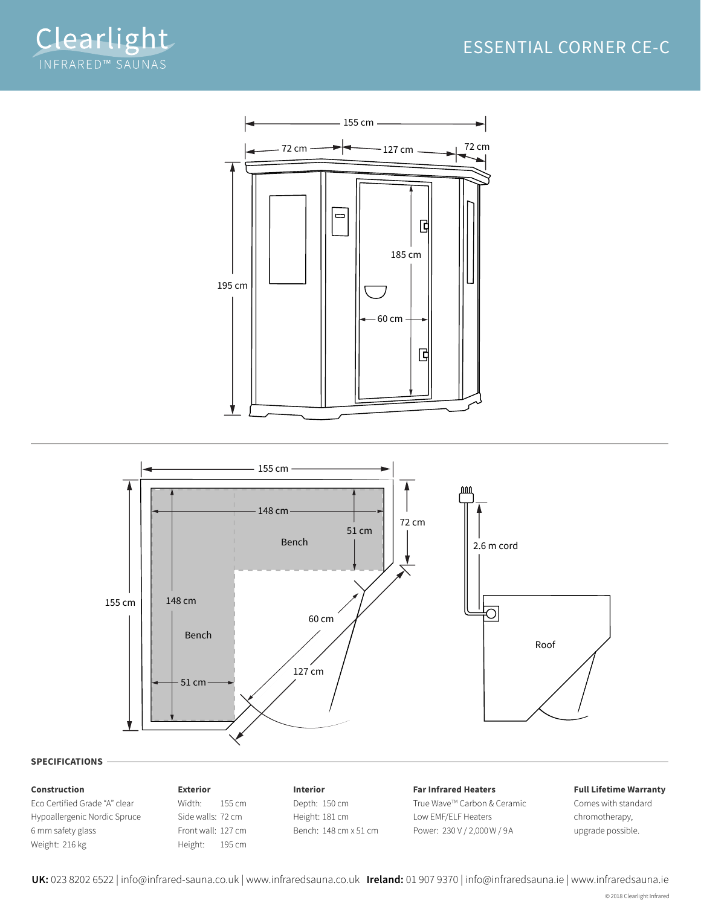Clearlight
INFRARED™ SAUNAS

# ESSENTIAL CORNER CE-C

155 cm
72 cm
127 cm
72 cm
195 cm
185 cm
60 cm

155 cm
148 cm
51 cm
Bench
72 cm
155 cm
148 cm
60 cm
Bench
127 cm
51 cm
2.6 m cord
Roof

## SPECIFICATIONS

**Construction**
Eco Certified Grade "A" clear
Hypoallergenic Nordic Spruce
6 mm safety glass
Weight: 216 kg

**Exterior**
Width: 155 cm
Side walls: 72 cm
Front wall: 127 cm
Height: 195 cm

**Interior**
Depth: 150 cm
Height: 181 cm
Bench: 148 cm x 51 cm

**Far Infrared Heaters**
True Wave™ Carbon & Ceramic
Low EMF/ELF Heaters
Power: 230 V / 2,000 W / 9 A

**Full Lifetime Warranty**
Comes with standard
chromotherapy,
upgrade possible.

**UK:** 023 8202 6522 | info@infrared-sauna.co.uk | www.infraredsauna.co.uk **Ireland:** 01 907 9370 | info@infraredsauna.ie | www.infraredsauna.ie

©2018 Clearlight Infrared